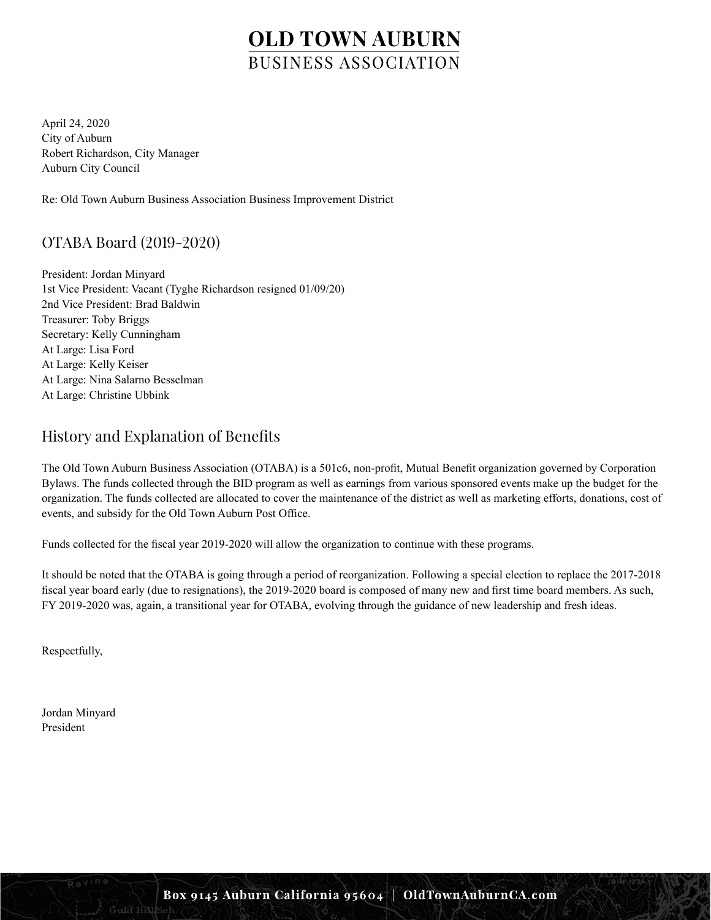# OLD TOWN AUBURN
BUSINESS ASSOCIATION

April 24, 2020
City of Auburn
Robert Richardson, City Manager
Auburn City Council

Re: Old Town Auburn Business Association Business Improvement District

## OTABA Board (2019-2020)

President: Jordan Minyard
1st Vice President: Vacant (Tyghe Richardson resigned 01/09/20)
2nd Vice President: Brad Baldwin
Treasurer: Toby Briggs
Secretary: Kelly Cunningham
At Large: Lisa Ford
At Large: Kelly Keiser
At Large: Nina Salarno Besselman
At Large: Christine Ubbink

## History and Explanation of Benefits

The Old Town Auburn Business Association (OTABA) is a 501c6, non-profit, Mutual Benefit organization governed by Corporation Bylaws. The funds collected through the BID program as well as earnings from various sponsored events make up the budget for the organization. The funds collected are allocated to cover the maintenance of the district as well as marketing efforts, donations, cost of events, and subsidy for the Old Town Auburn Post Office.

Funds collected for the fiscal year 2019-2020 will allow the organization to continue with these programs.

It should be noted that the OTABA is going through a period of reorganization. Following a special election to replace the 2017-2018 fiscal year board early (due to resignations), the 2019-2020 board is composed of many new and first time board members. As such, FY 2019-2020 was, again, a transitional year for OTABA, evolving through the guidance of new leadership and fresh ideas.

Respectfully,

Jordan Minyard
President

**Box 9145 Auburn California 95604 | OldTownAuburnCA.com**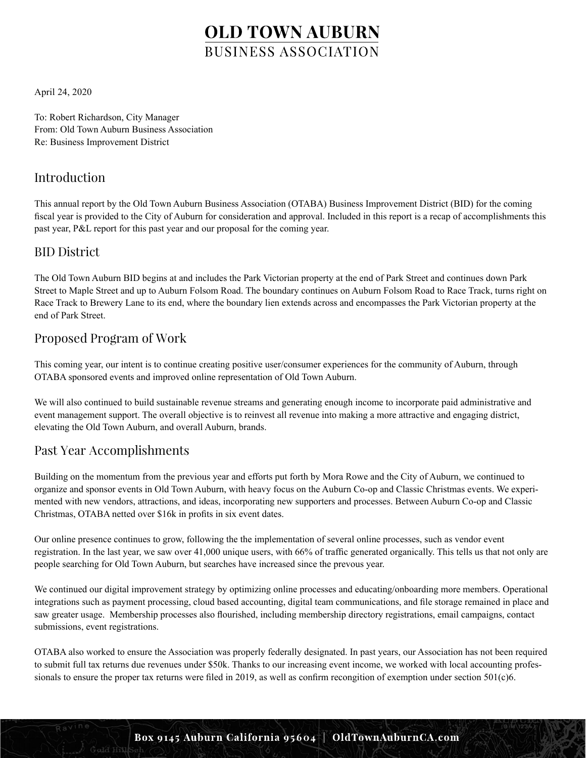# OLD TOWN AUBURN
BUSINESS ASSOCIATION

April 24, 2020

To: Robert Richardson, City Manager
From: Old Town Auburn Business Association
Re: Business Improvement District

## Introduction

This annual report by the Old Town Auburn Business Association (OTABA) Business Improvement District (BID) for the coming fiscal year is provided to the City of Auburn for consideration and approval. Included in this report is a recap of accomplishments this past year, P&L report for this past year and our proposal for the coming year.

## BID District

The Old Town Auburn BID begins at and includes the Park Victorian property at the end of Park Street and continues down Park Street to Maple Street and up to Auburn Folsom Road. The boundary continues on Auburn Folsom Road to Race Track, turns right on Race Track to Brewery Lane to its end, where the boundary lien extends across and encompasses the Park Victorian property at the end of Park Street.

## Proposed Program of Work

This coming year, our intent is to continue creating positive user/consumer experiences for the community of Auburn, through OTABA sponsored events and improved online representation of Old Town Auburn.

We will also continued to build sustainable revenue streams and generating enough income to incorporate paid administrative and event management support. The overall objective is to reinvest all revenue into making a more attractive and engaging district, elevating the Old Town Auburn, and overall Auburn, brands.

## Past Year Accomplishments

Building on the momentum from the previous year and efforts put forth by Mora Rowe and the City of Auburn, we continued to organize and sponsor events in Old Town Auburn, with heavy focus on the Auburn Co-op and Classic Christmas events. We experimented with new vendors, attractions, and ideas, incorporating new supporters and processes. Between Auburn Co-op and Classic Christmas, OTABA netted over $16k in profits in six event dates.

Our online presence continues to grow, following the the implementation of several online processes, such as vendor event registration. In the last year, we saw over 41,000 unique users, with 66% of traffic generated organically. This tells us that not only are people searching for Old Town Auburn, but searches have increased since the prevous year.

We continued our digital improvement strategy by optimizing online processes and educating/onboarding more members. Operational integrations such as payment processing, cloud based accounting, digital team communications, and file storage remained in place and saw greater usage. Membership processes also flourished, including membership directory registrations, email campaigns, contact submissions, event registrations.

OTABA also worked to ensure the Association was properly federally designated. In past years, our Association has not been required to submit full tax returns due revenues under $50k. Thanks to our increasing event income, we worked with local accounting professionals to ensure the proper tax returns were filed in 2019, as well as confirm recongition of exemption under section 501(c)6.

Box 9145 Auburn California 95604 | OldTownAuburnCA.com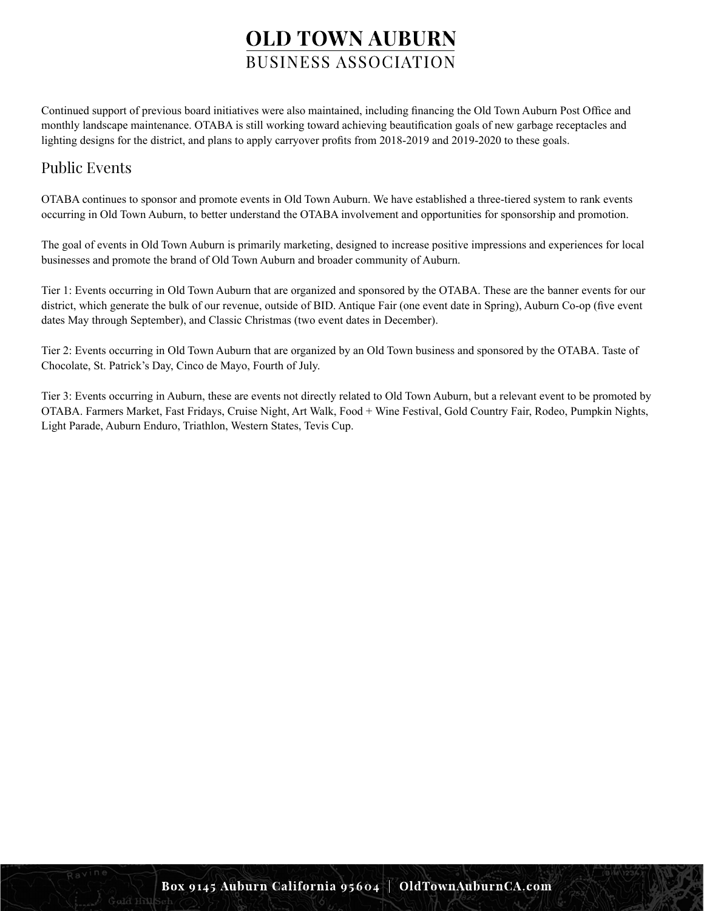Continued support of previous board initiatives were also maintained, including financing the Old Town Auburn Post Office and monthly landscape maintenance. OTABA is still working toward achieving beautification goals of new garbage receptacles and lighting designs for the district, and plans to apply carryover profits from 2018-2019 and 2019-2020 to these goals.

## Public Events

OTABA continues to sponsor and promote events in Old Town Auburn. We have established a three-tiered system to rank events occurring in Old Town Auburn, to better understand the OTABA involvement and opportunities for sponsorship and promotion.

The goal of events in Old Town Auburn is primarily marketing, designed to increase positive impressions and experiences for local businesses and promote the brand of Old Town Auburn and broader community of Auburn.

Tier 1: Events occurring in Old Town Auburn that are organized and sponsored by the OTABA. These are the banner events for our district, which generate the bulk of our revenue, outside of BID. Antique Fair (one event date in Spring), Auburn Co-op (five event dates May through September), and Classic Christmas (two event dates in December).

Tier 2: Events occurring in Old Town Auburn that are organized by an Old Town business and sponsored by the OTABA. Taste of Chocolate, St. Patrick's Day, Cinco de Mayo, Fourth of July.

Tier 3: Events occurring in Auburn, these are events not directly related to Old Town Auburn, but a relevant event to be promoted by OTABA. Farmers Market, Fast Fridays, Cruise Night, Art Walk, Food + Wine Festival, Gold Country Fair, Rodeo, Pumpkin Nights, Light Parade, Auburn Enduro, Triathlon, Western States, Tevis Cup.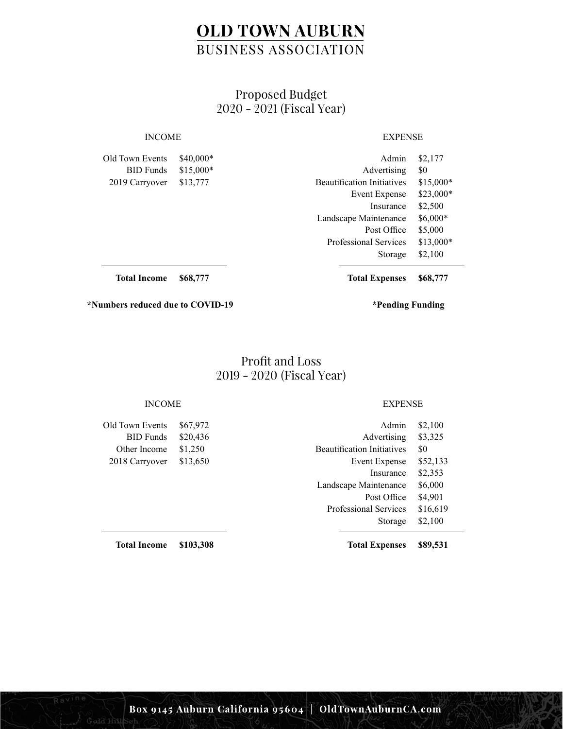# OLD TOWN AUBURN
BUSINESS ASSOCIATION

## Proposed Budget
## 2020 - 2021 (Fiscal Year)

| INCOME | | EXPENSE | |
|---|---|---|---|
| Old Town Events | $40,000* | Admin | $2,177 |
| BID Funds | $15,000* | Advertising | $0 |
| 2019 Carryover | $13,777 | Beautification Initiatives | $15,000* |
| | | Event Expense | $23,000* |
| | | Insurance | $2,500 |
| | | Landscape Maintenance | $6,000* |
| | | Post Office | $5,000 |
| | | Professional Services | $13,000* |
| | | Storage | $2,100 |
| **Total Income** | **$68,777** | **Total Expenses** | **$68,777** |

**\*Numbers reduced due to COVID-19** **\*Pending Funding**

## Profit and Loss
## 2019 - 2020 (Fiscal Year)

| INCOME | | EXPENSE | |
|---|---|---|---|
| Old Town Events | $67,972 | Admin | $2,100 |
| BID Funds | $20,436 | Advertising | $3,325 |
| Other Income | $1,250 | Beautification Initiatives | $0 |
| 2018 Carryover | $13,650 | Event Expense | $52,133 |
| | | Insurance | $2,353 |
| | | Landscape Maintenance | $6,000 |
| | | Post Office | $4,901 |
| | | Professional Services | $16,619 |
| | | Storage | $2,100 |
| **Total Income** | **$103,308** | **Total Expenses** | **$89,531** |

Box 9145 Auburn California 95604 | OldTownAuburnCA.com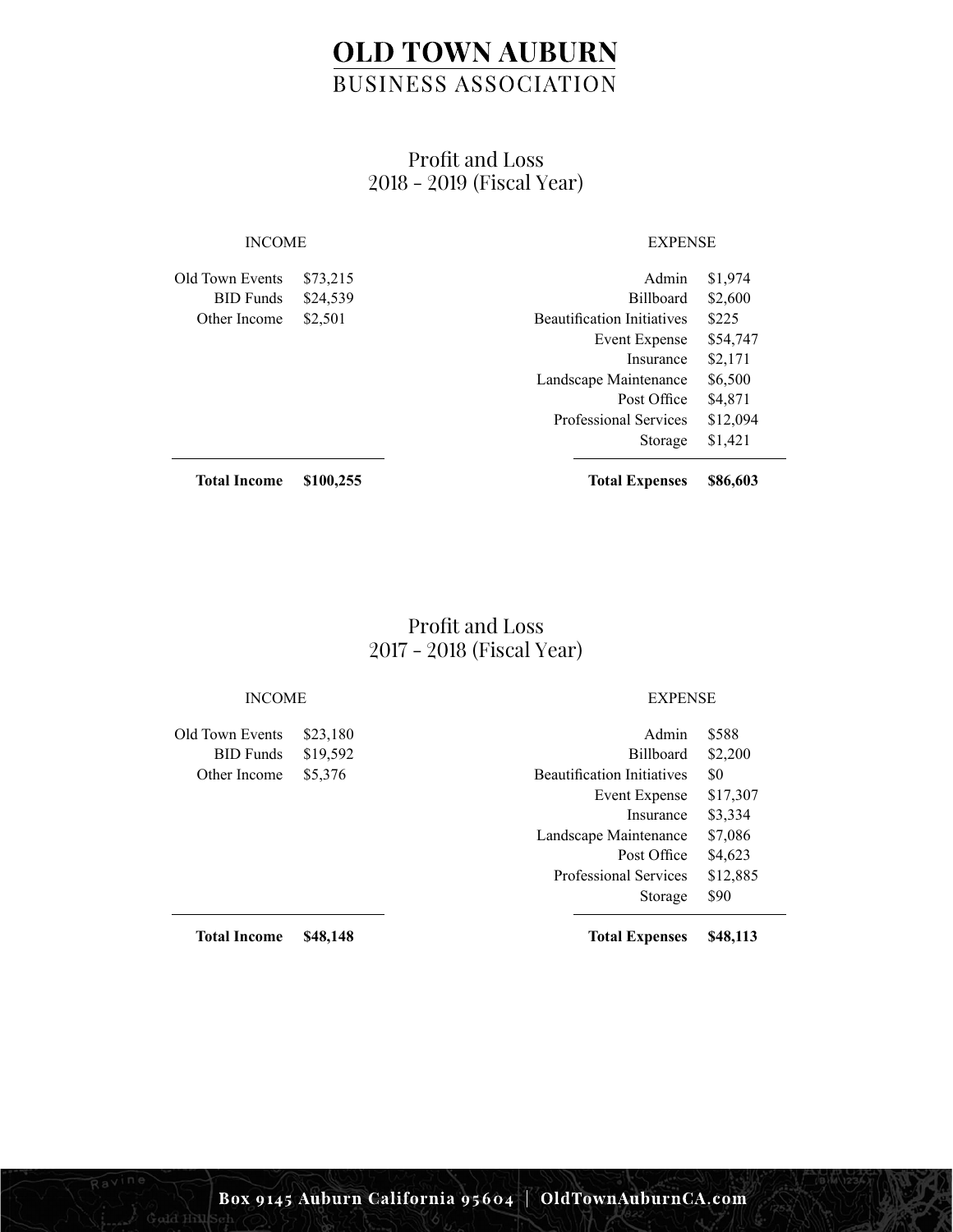# OLD TOWN AUBURN
BUSINESS ASSOCIATION

## Profit and Loss
## 2018 - 2019 (Fiscal Year)

| INCOME | |
|---|---|
| Old Town Events | $73,215 |
| BID Funds | $24,539 |
| Other Income | $2,501 |
| **Total Income** | **$100,255** |

| EXPENSE | |
|---|---|
| Admin | $1,974 |
| Billboard | $2,600 |
| Beautification Initiatives | $225 |
| Event Expense | $54,747 |
| Insurance | $2,171 |
| Landscape Maintenance | $6,500 |
| Post Office | $4,871 |
| Professional Services | $12,094 |
| Storage | $1,421 |
| **Total Expenses** | **$86,603** |

## Profit and Loss
## 2017 - 2018 (Fiscal Year)

| INCOME | |
|---|---|
| Old Town Events | $23,180 |
| BID Funds | $19,592 |
| Other Income | $5,376 |
| **Total Income** | **$48,148** |

| EXPENSE | |
|---|---|
| Admin | $588 |
| Billboard | $2,200 |
| Beautification Initiatives | $0 |
| Event Expense | $17,307 |
| Insurance | $3,334 |
| Landscape Maintenance | $7,086 |
| Post Office | $4,623 |
| Professional Services | $12,885 |
| Storage | $90 |
| **Total Expenses** | **$48,113** |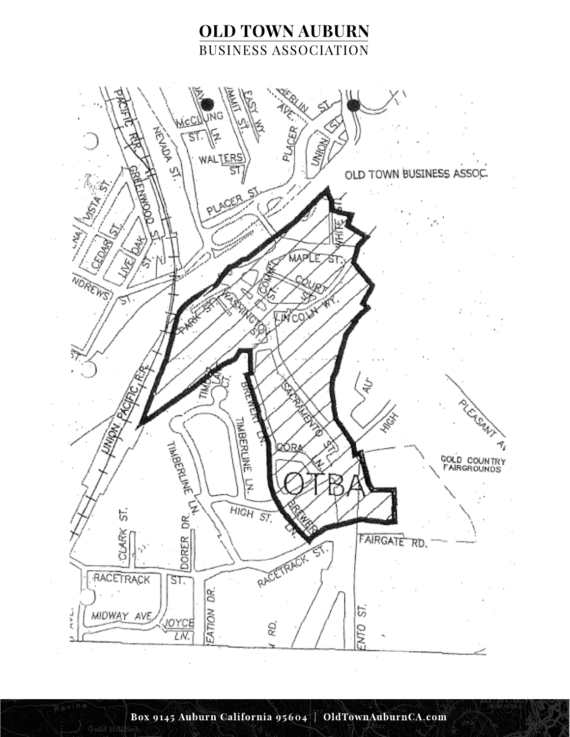# OLD TOWN AUBURN

BUSINESS ASSOCIATION

OLD TOWN BUSINESS ASSOC.

PACIFIC R.R.
NEVADA ST.
McCLUNG ST.
LN.
SUMMIT ST.
EASY WY.
BERLIN ST.
AVE.
PLACER
UNION ST.
WALTERS ST.
PLACER ST.
VISTA ST.
GREENWOOD ST.
CEDAR ST.
LIVE OAK ST.
ANDREWS ST.
WHITE ST.
MAPLE ST.
COMM'L ST.
COURT ST.
PARK ST.
WASHINGTON
LINCOLN WY.
UNION PACIFIC R.R.
TIMBER LANE CT.
BREWERY LN.
SACRAMENTO ST.
TIMBERLINE LN.
TIMBERLINE LN.
CORA LN.
HIGH
PLEASANT AVE.
GOLD COUNTRY FAIRGROUNDS
OTBA
HIGH ST.
BREWERY LN.
CLARK ST.
DORER DR.
FAIRGATE RD.
RACETRACK ST.
RACETRACK ST.
MIDWAY AVE.
JOYCE LN.
RECREATION DR.
RD.
SACRAMENTO ST.